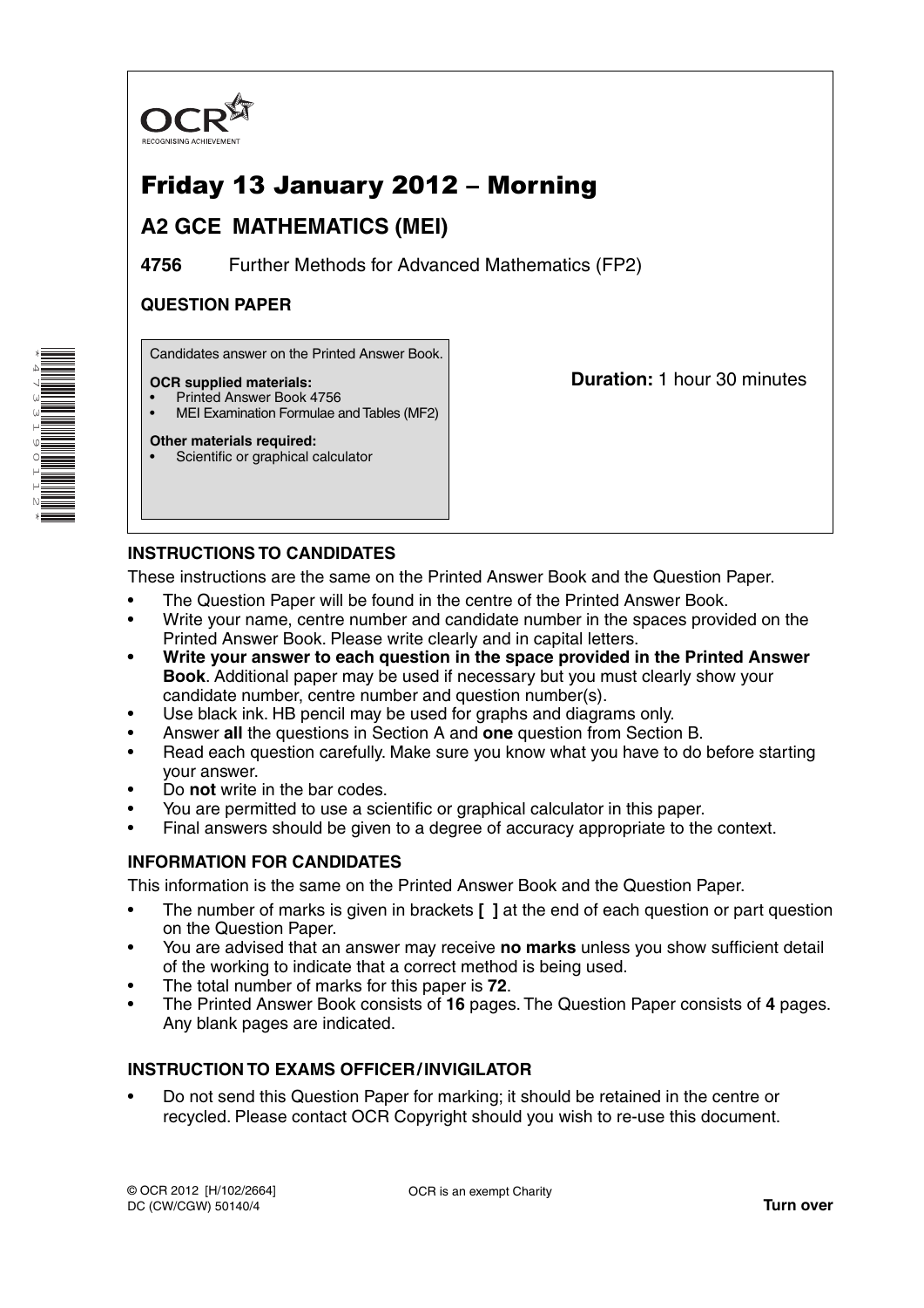OCR RECOGNISING ACHIEVEMENT

# Friday 13 January 2012 – Morning

## A2 GCE MATHEMATICS (MEI)

**4756** Further Methods for Advanced Mathematics (FP2)

**QUESTION PAPER**

Candidates answer on the Printed Answer Book.

**OCR supplied materials:**
- Printed Answer Book 4756
- MEI Examination Formulae and Tables (MF2)

**Other materials required:**
- Scientific or graphical calculator

**Duration:** 1 hour 30 minutes

### INSTRUCTIONS TO CANDIDATES

These instructions are the same on the Printed Answer Book and the Question Paper.

- The Question Paper will be found in the centre of the Printed Answer Book.
- Write your name, centre number and candidate number in the spaces provided on the Printed Answer Book. Please write clearly and in capital letters.
- **Write your answer to each question in the space provided in the Printed Answer Book**. Additional paper may be used if necessary but you must clearly show your candidate number, centre number and question number(s).
- Use black ink. HB pencil may be used for graphs and diagrams only.
- Answer **all** the questions in Section A and **one** question from Section B.
- Read each question carefully. Make sure you know what you have to do before starting your answer.
- Do **not** write in the bar codes.
- You are permitted to use a scientific or graphical calculator in this paper.
- Final answers should be given to a degree of accuracy appropriate to the context.

### INFORMATION FOR CANDIDATES

This information is the same on the Printed Answer Book and the Question Paper.

- The number of marks is given in brackets **[ ]** at the end of each question or part question on the Question Paper.
- You are advised that an answer may receive **no marks** unless you show sufficient detail of the working to indicate that a correct method is being used.
- The total number of marks for this paper is **72**.
- The Printed Answer Book consists of **16** pages. The Question Paper consists of **4** pages. Any blank pages are indicated.

### INSTRUCTION TO EXAMS OFFICER / INVIGILATOR

- Do not send this Question Paper for marking; it should be retained in the centre or recycled. Please contact OCR Copyright should you wish to re-use this document.

© OCR 2012 [H/102/2664]
DC (CW/CGW) 50140/4

OCR is an exempt Charity

**Turn over**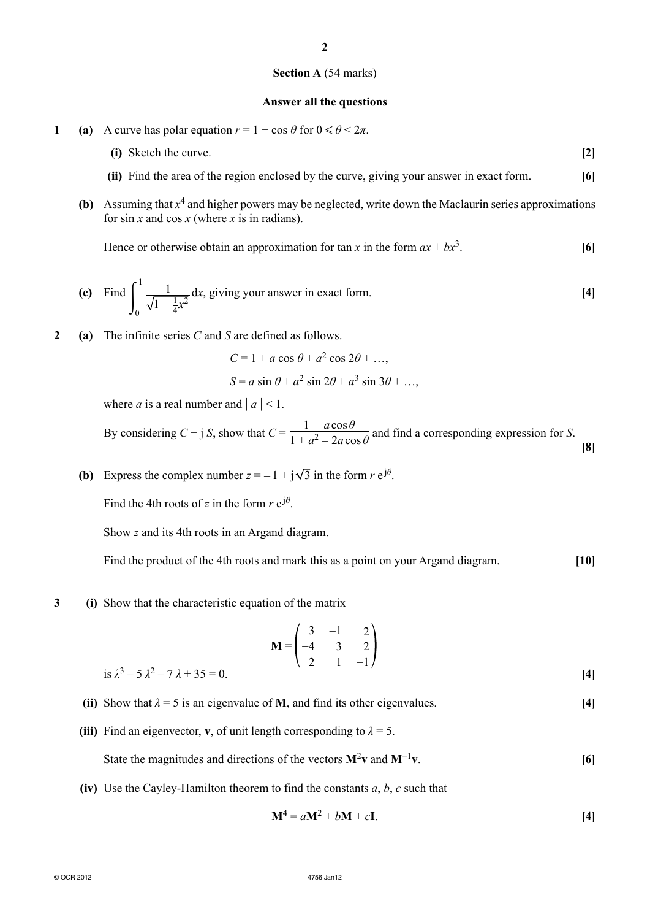**Section A** (54 marks)

**Answer all the questions**

**1** **(a)** A curve has polar equation $r = 1 + \cos\theta$ for $0 \leqslant \theta < 2\pi$.

**(i)** Sketch the curve. **[2]**

**(ii)** Find the area of the region enclosed by the curve, giving your answer in exact form. **[6]**

**(b)** Assuming that $x^4$ and higher powers may be neglected, write down the Maclaurin series approximations for $\sin x$ and $\cos x$ (where $x$ is in radians).

Hence or otherwise obtain an approximation for $\tan x$ in the form $ax + bx^3$. **[6]**

**(c)** Find $\displaystyle\int_0^1 \frac{1}{\sqrt{1 - \frac{1}{4}x^2}}\,dx$, giving your answer in exact form. **[4]**

**2** **(a)** The infinite series $C$ and $S$ are defined as follows.

$$C = 1 + a\cos\theta + a^2\cos 2\theta + \ldots,$$

$$S = a\sin\theta + a^2\sin 2\theta + a^3\sin 3\theta + \ldots,$$

where $a$ is a real number and $|a| < 1$.

By considering $C + \text{j}S$, show that $C = \dfrac{1 - a\cos\theta}{1 + a^2 - 2a\cos\theta}$ and find a corresponding expression for $S$. **[8]**

**(b)** Express the complex number $z = -1 + \text{j}\sqrt{3}$ in the form $r\,\text{e}^{\text{j}\theta}$.

Find the 4th roots of $z$ in the form $r\,\text{e}^{\text{j}\theta}$.

Show $z$ and its 4th roots in an Argand diagram.

Find the product of the 4th roots and mark this as a point on your Argand diagram. **[10]**

**3** **(i)** Show that the characteristic equation of the matrix

$$\mathbf{M} = \begin{pmatrix} 3 & -1 & 2 \\ -4 & 3 & 2 \\ 2 & 1 & -1 \end{pmatrix}$$

is $\lambda^3 - 5\lambda^2 - 7\lambda + 35 = 0$. **[4]**

**(ii)** Show that $\lambda = 5$ is an eigenvalue of $\mathbf{M}$, and find its other eigenvalues. **[4]**

**(iii)** Find an eigenvector, $\mathbf{v}$, of unit length corresponding to $\lambda = 5$.

State the magnitudes and directions of the vectors $\mathbf{M}^2\mathbf{v}$ and $\mathbf{M}^{-1}\mathbf{v}$. **[6]**

**(iv)** Use the Cayley-Hamilton theorem to find the constants $a$, $b$, $c$ such that

$$\mathbf{M}^4 = a\mathbf{M}^2 + b\mathbf{M} + c\mathbf{I}.$$ **[4]**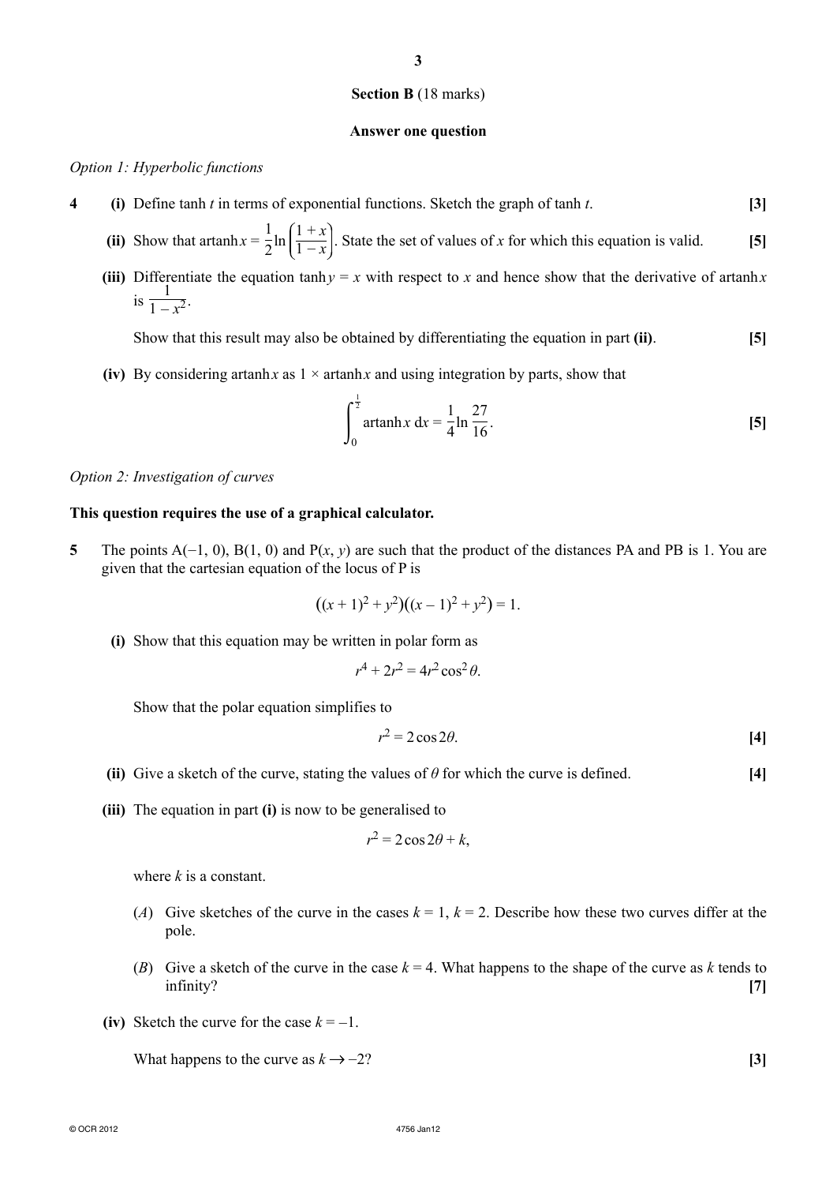**Section B** (18 marks)

**Answer one question**

*Option 1: Hyperbolic functions*

**4** **(i)** Define $\tanh t$ in terms of exponential functions. Sketch the graph of $\tanh t$. **[3]**

**(ii)** Show that $\operatorname{artanh} x = \frac{1}{2}\ln\left(\frac{1+x}{1-x}\right)$. State the set of values of $x$ for which this equation is valid. **[5]**

**(iii)** Differentiate the equation $\tanh y = x$ with respect to $x$ and hence show that the derivative of $\operatorname{artanh} x$ is $\frac{1}{1-x^2}$.

Show that this result may also be obtained by differentiating the equation in part **(ii)**. **[5]**

**(iv)** By considering $\operatorname{artanh} x$ as $1 \times \operatorname{artanh} x$ and using integration by parts, show that

$$\int_0^{\frac{1}{2}} \operatorname{artanh} x \, \mathrm{d}x = \frac{1}{4}\ln\frac{27}{16}.$$

**[5]**

*Option 2: Investigation of curves*

**This question requires the use of a graphical calculator.**

**5** The points A$(-1, 0)$, B$(1, 0)$ and P$(x, y)$ are such that the product of the distances PA and PB is 1. You are given that the cartesian equation of the locus of P is

$$\left((x+1)^2 + y^2\right)\left((x-1)^2 + y^2\right) = 1.$$

**(i)** Show that this equation may be written in polar form as

$$r^4 + 2r^2 = 4r^2\cos^2\theta.$$

Show that the polar equation simplifies to

$$r^2 = 2\cos 2\theta.$$

**[4]**

**(ii)** Give a sketch of the curve, stating the values of $\theta$ for which the curve is defined. **[4]**

**(iii)** The equation in part **(i)** is now to be generalised to

$$r^2 = 2\cos 2\theta + k,$$

where $k$ is a constant.

(*A*) Give sketches of the curve in the cases $k = 1$, $k = 2$. Describe how these two curves differ at the pole.

(*B*) Give a sketch of the curve in the case $k = 4$. What happens to the shape of the curve as $k$ tends to infinity? **[7]**

**(iv)** Sketch the curve for the case $k = -1$.

What happens to the curve as $k \to -2$? **[3]**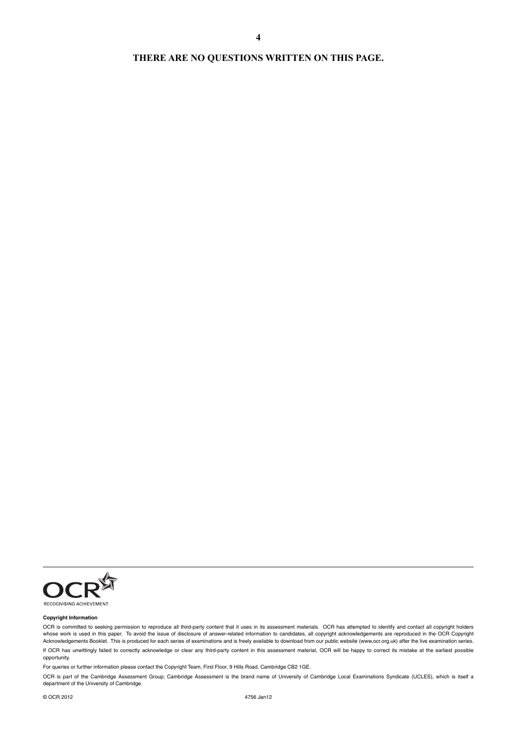**THERE ARE NO QUESTIONS WRITTEN ON THIS PAGE.**

OCR
RECOGNISING ACHIEVEMENT

**Copyright Information**

OCR is committed to seeking permission to reproduce all third-party content that it uses in its assessment materials. OCR has attempted to identify and contact all copyright holders whose work is used in this paper. To avoid the issue of disclosure of answer-related information to candidates, all copyright acknowledgements are reproduced in the OCR Copyright Acknowledgements Booklet. This is produced for each series of examinations and is freely available to download from our public website (www.ocr.org.uk) after the live examination series.

If OCR has unwittingly failed to correctly acknowledge or clear any third-party content in this assessment material, OCR will be happy to correct its mistake at the earliest possible opportunity.

For queries or further information please contact the Copyright Team, First Floor, 9 Hills Road, Cambridge CB2 1GE.

OCR is part of the Cambridge Assessment Group; Cambridge Assessment is the brand name of University of Cambridge Local Examinations Syndicate (UCLES), which is itself a department of the University of Cambridge.

© OCR 2012 4756 Jan12